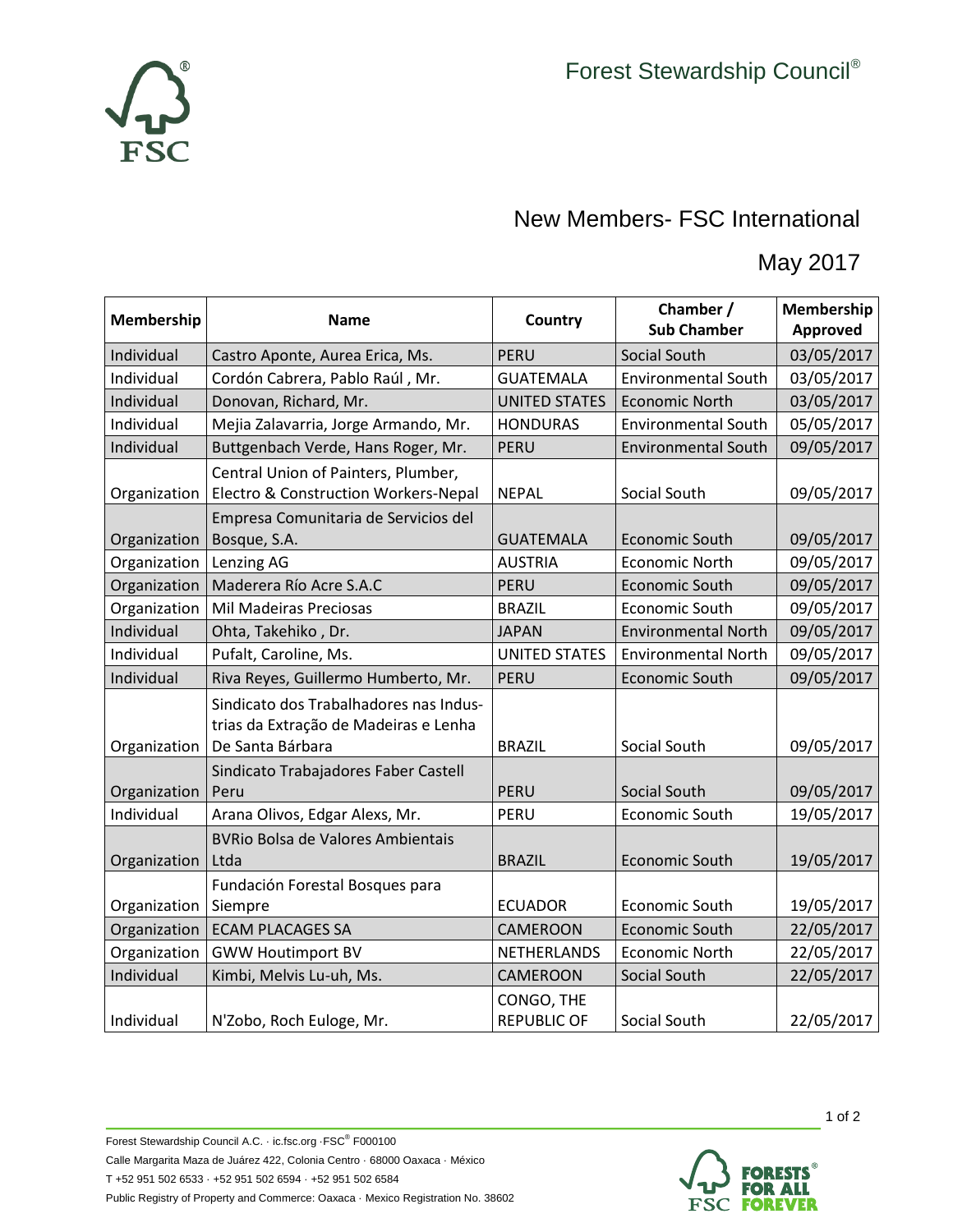Forest Stewardship Council®

# New Members- FSC International

## May 2017

| Membership | Name | Country | Chamber / Sub Chamber | Membership Approved |
|---|---|---|---|---|
| Individual | Castro Aponte, Aurea Erica, Ms. | PERU | Social South | 03/05/2017 |
| Individual | Cordón Cabrera, Pablo Raúl , Mr. | GUATEMALA | Environmental South | 03/05/2017 |
| Individual | Donovan, Richard, Mr. | UNITED STATES | Economic North | 03/05/2017 |
| Individual | Mejia Zalavarria, Jorge Armando, Mr. | HONDURAS | Environmental South | 05/05/2017 |
| Individual | Buttgenbach Verde, Hans Roger, Mr. | PERU | Environmental South | 09/05/2017 |
| Organization | Central Union of Painters, Plumber, Electro & Construction Workers-Nepal | NEPAL | Social South | 09/05/2017 |
| Organization | Empresa Comunitaria de Servicios del Bosque, S.A. | GUATEMALA | Economic South | 09/05/2017 |
| Organization | Lenzing AG | AUSTRIA | Economic North | 09/05/2017 |
| Organization | Maderera Río Acre S.A.C | PERU | Economic South | 09/05/2017 |
| Organization | Mil Madeiras Preciosas | BRAZIL | Economic South | 09/05/2017 |
| Individual | Ohta, Takehiko , Dr. | JAPAN | Environmental North | 09/05/2017 |
| Individual | Pufalt, Caroline, Ms. | UNITED STATES | Environmental North | 09/05/2017 |
| Individual | Riva Reyes, Guillermo Humberto, Mr. | PERU | Economic South | 09/05/2017 |
| Organization | Sindicato dos Trabalhadores nas Indus-trias da Extração de Madeiras e Lenha De Santa Bárbara | BRAZIL | Social South | 09/05/2017 |
| Organization | Sindicato Trabajadores Faber Castell Peru | PERU | Social South | 09/05/2017 |
| Individual | Arana Olivos, Edgar Alexs, Mr. | PERU | Economic South | 19/05/2017 |
| Organization | BVRio Bolsa de Valores Ambientais Ltda | BRAZIL | Economic South | 19/05/2017 |
| Organization | Fundación Forestal Bosques para Siempre | ECUADOR | Economic South | 19/05/2017 |
| Organization | ECAM PLACAGES SA | CAMEROON | Economic South | 22/05/2017 |
| Organization | GWW Houtimport BV | NETHERLANDS | Economic North | 22/05/2017 |
| Individual | Kimbi, Melvis Lu-uh, Ms. | CAMEROON | Social South | 22/05/2017 |
| Individual | N'Zobo, Roch Euloge, Mr. | CONGO, THE REPUBLIC OF | Social South | 22/05/2017 |

Forest Stewardship Council A.C. · ic.fsc.org ·FSC® F000100
Calle Margarita Maza de Juárez 422, Colonia Centro · 68000 Oaxaca · México
T +52 951 502 6533 · +52 951 502 6594 · +52 951 502 6584
Public Registry of Property and Commerce: Oaxaca · Mexico Registration No. 38602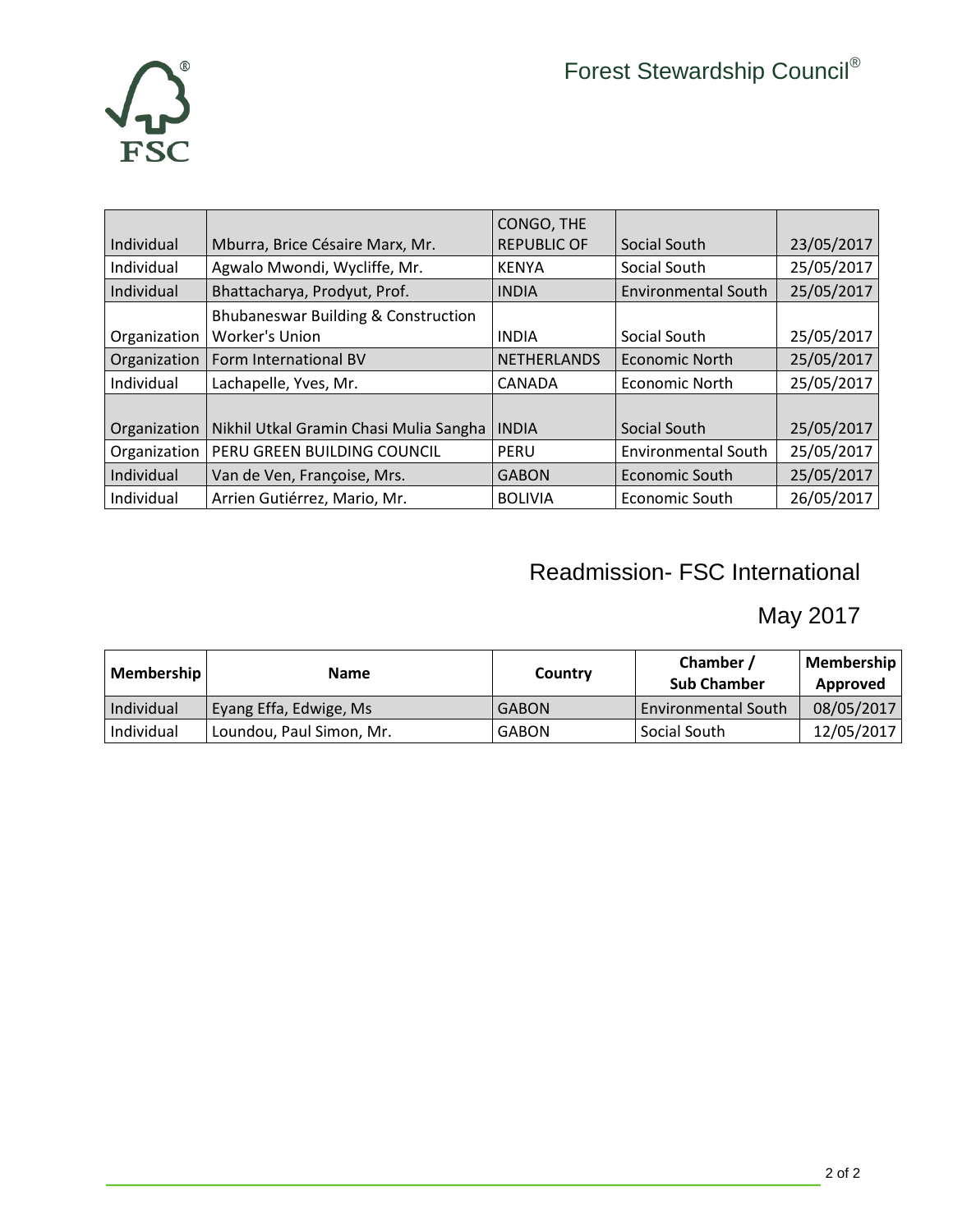Forest Stewardship Council®

| | | | | |
|---|---|---|---|---|
| Individual | Mburra, Brice Césaire Marx, Mr. | CONGO, THE REPUBLIC OF | Social South | 23/05/2017 |
| Individual | Agwalo Mwondi, Wycliffe, Mr. | KENYA | Social South | 25/05/2017 |
| Individual | Bhattacharya, Prodyut, Prof. | INDIA | Environmental South | 25/05/2017 |
| Organization | Bhubaneswar Building & Construction Worker's Union | INDIA | Social South | 25/05/2017 |
| Organization | Form International BV | NETHERLANDS | Economic North | 25/05/2017 |
| Individual | Lachapelle, Yves, Mr. | CANADA | Economic North | 25/05/2017 |
| Organization | Nikhil Utkal Gramin Chasi Mulia Sangha | INDIA | Social South | 25/05/2017 |
| Organization | PERU GREEN BUILDING COUNCIL | PERU | Environmental South | 25/05/2017 |
| Individual | Van de Ven, Françoise, Mrs. | GABON | Economic South | 25/05/2017 |
| Individual | Arrien Gutiérrez, Mario, Mr. | BOLIVIA | Economic South | 26/05/2017 |

## Readmission- FSC International

## May 2017

| Membership | Name | Country | Chamber / Sub Chamber | Membership Approved |
|---|---|---|---|---|
| Individual | Eyang Effa, Edwige, Ms | GABON | Environmental South | 08/05/2017 |
| Individual | Loundou, Paul Simon, Mr. | GABON | Social South | 12/05/2017 |